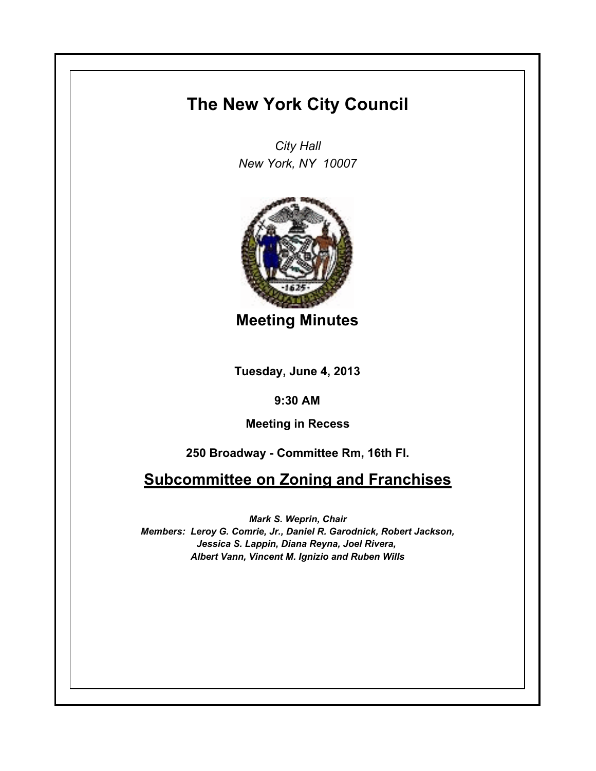# The New York City Council

*City Hall*
*New York, NY 10007*

## Meeting Minutes

**Tuesday, June 4, 2013**

**9:30 AM**

**Meeting in Recess**

**250 Broadway - Committee Rm, 16th Fl.**

## Subcommittee on Zoning and Franchises

***Mark S. Weprin, Chair***
***Members: Leroy G. Comrie, Jr., Daniel R. Garodnick, Robert Jackson, Jessica S. Lappin, Diana Reyna, Joel Rivera, Albert Vann, Vincent M. Ignizio and Ruben Wills***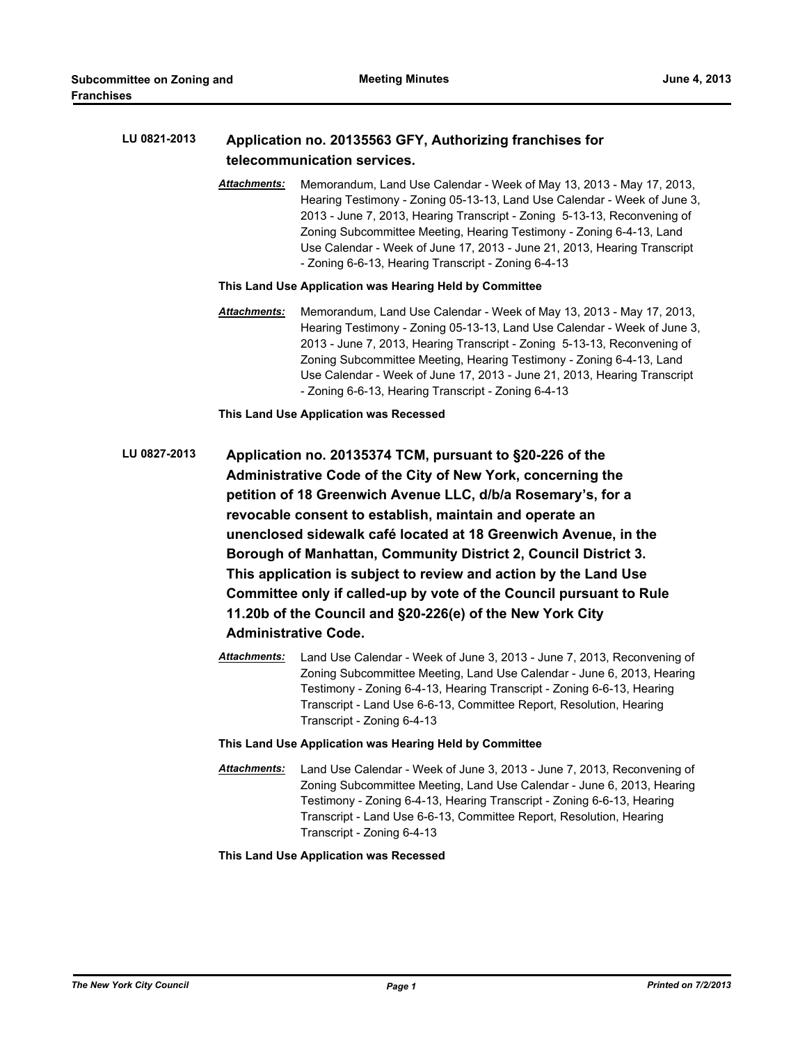**LU 0821-2013** **Application no. 20135563 GFY, Authorizing franchises for telecommunication services.**

***Attachments:*** Memorandum, Land Use Calendar - Week of May 13, 2013 - May 17, 2013, Hearing Testimony - Zoning 05-13-13, Land Use Calendar - Week of June 3, 2013 - June 7, 2013, Hearing Transcript - Zoning 5-13-13, Reconvening of Zoning Subcommittee Meeting, Hearing Testimony - Zoning 6-4-13, Land Use Calendar - Week of June 17, 2013 - June 21, 2013, Hearing Transcript - Zoning 6-6-13, Hearing Transcript - Zoning 6-4-13

**This Land Use Application was Hearing Held by Committee**

***Attachments:*** Memorandum, Land Use Calendar - Week of May 13, 2013 - May 17, 2013, Hearing Testimony - Zoning 05-13-13, Land Use Calendar - Week of June 3, 2013 - June 7, 2013, Hearing Transcript - Zoning 5-13-13, Reconvening of Zoning Subcommittee Meeting, Hearing Testimony - Zoning 6-4-13, Land Use Calendar - Week of June 17, 2013 - June 21, 2013, Hearing Transcript - Zoning 6-6-13, Hearing Transcript - Zoning 6-4-13

**This Land Use Application was Recessed**

**LU 0827-2013** **Application no. 20135374 TCM, pursuant to §20-226 of the Administrative Code of the City of New York, concerning the petition of 18 Greenwich Avenue LLC, d/b/a Rosemary's, for a revocable consent to establish, maintain and operate an unenclosed sidewalk café located at 18 Greenwich Avenue, in the Borough of Manhattan, Community District 2, Council District 3. This application is subject to review and action by the Land Use Committee only if called-up by vote of the Council pursuant to Rule 11.20b of the Council and §20-226(e) of the New York City Administrative Code.**

***Attachments:*** Land Use Calendar - Week of June 3, 2013 - June 7, 2013, Reconvening of Zoning Subcommittee Meeting, Land Use Calendar - June 6, 2013, Hearing Testimony - Zoning 6-4-13, Hearing Transcript - Zoning 6-6-13, Hearing Transcript - Land Use 6-6-13, Committee Report, Resolution, Hearing Transcript - Zoning 6-4-13

**This Land Use Application was Hearing Held by Committee**

***Attachments:*** Land Use Calendar - Week of June 3, 2013 - June 7, 2013, Reconvening of Zoning Subcommittee Meeting, Land Use Calendar - June 6, 2013, Hearing Testimony - Zoning 6-4-13, Hearing Transcript - Zoning 6-6-13, Hearing Transcript - Land Use 6-6-13, Committee Report, Resolution, Hearing Transcript - Zoning 6-4-13

**This Land Use Application was Recessed**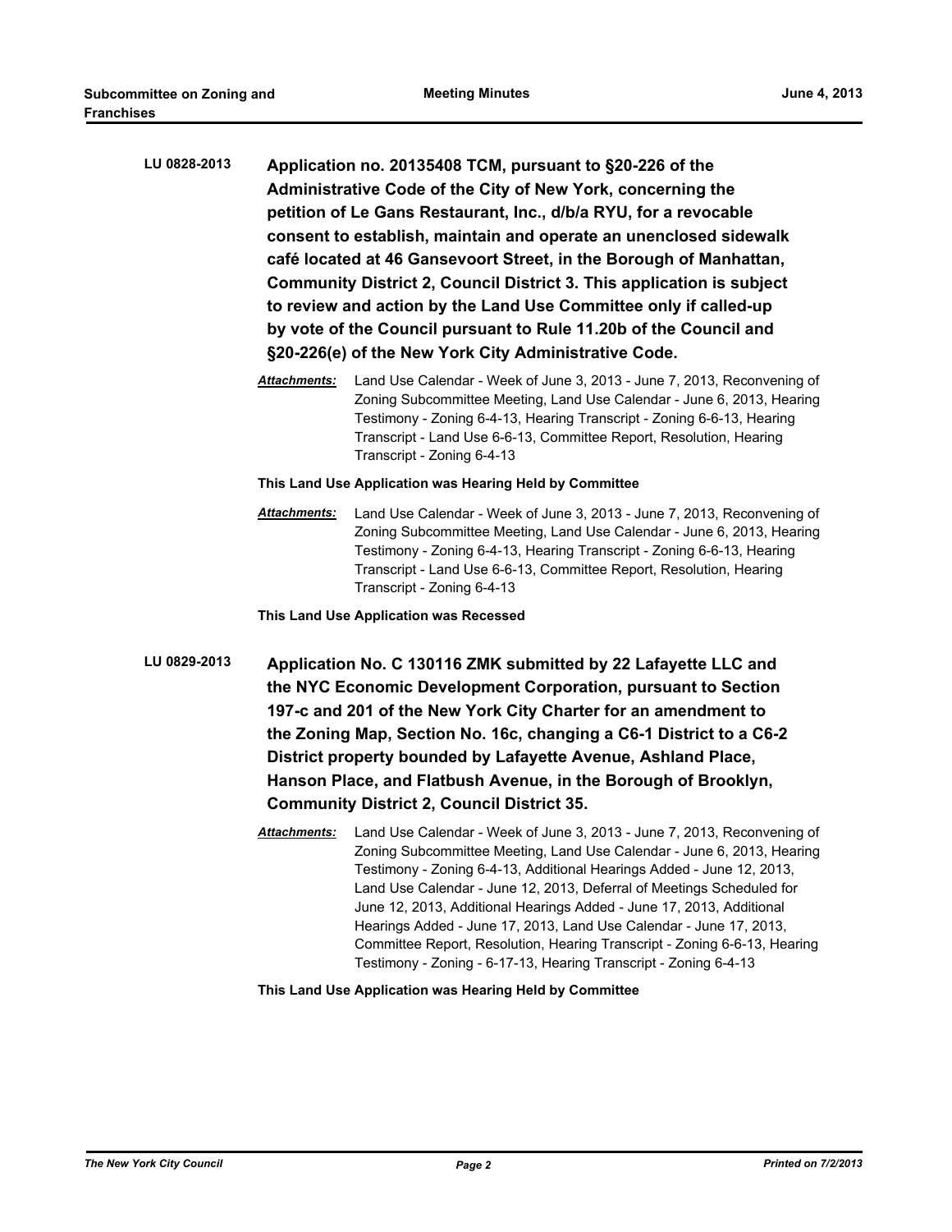**LU 0828-2013** **Application no. 20135408 TCM, pursuant to §20-226 of the Administrative Code of the City of New York, concerning the petition of Le Gans Restaurant, Inc., d/b/a RYU, for a revocable consent to establish, maintain and operate an unenclosed sidewalk café located at 46 Gansevoort Street, in the Borough of Manhattan, Community District 2, Council District 3. This application is subject to review and action by the Land Use Committee only if called-up by vote of the Council pursuant to Rule 11.20b of the Council and §20-226(e) of the New York City Administrative Code.**

***Attachments:*** Land Use Calendar - Week of June 3, 2013 - June 7, 2013, Reconvening of Zoning Subcommittee Meeting, Land Use Calendar - June 6, 2013, Hearing Testimony - Zoning 6-4-13, Hearing Transcript - Zoning 6-6-13, Hearing Transcript - Land Use 6-6-13, Committee Report, Resolution, Hearing Transcript - Zoning 6-4-13

**This Land Use Application was Hearing Held by Committee**

***Attachments:*** Land Use Calendar - Week of June 3, 2013 - June 7, 2013, Reconvening of Zoning Subcommittee Meeting, Land Use Calendar - June 6, 2013, Hearing Testimony - Zoning 6-4-13, Hearing Transcript - Zoning 6-6-13, Hearing Transcript - Land Use 6-6-13, Committee Report, Resolution, Hearing Transcript - Zoning 6-4-13

**This Land Use Application was Recessed**

**LU 0829-2013** **Application No. C 130116 ZMK submitted by 22 Lafayette LLC and the NYC Economic Development Corporation, pursuant to Section 197-c and 201 of the New York City Charter for an amendment to the Zoning Map, Section No. 16c, changing a C6-1 District to a C6-2 District property bounded by Lafayette Avenue, Ashland Place, Hanson Place, and Flatbush Avenue, in the Borough of Brooklyn, Community District 2, Council District 35.**

***Attachments:*** Land Use Calendar - Week of June 3, 2013 - June 7, 2013, Reconvening of Zoning Subcommittee Meeting, Land Use Calendar - June 6, 2013, Hearing Testimony - Zoning 6-4-13, Additional Hearings Added - June 12, 2013, Land Use Calendar - June 12, 2013, Deferral of Meetings Scheduled for June 12, 2013, Additional Hearings Added - June 17, 2013, Additional Hearings Added - June 17, 2013, Land Use Calendar - June 17, 2013, Committee Report, Resolution, Hearing Transcript - Zoning 6-6-13, Hearing Testimony - Zoning - 6-17-13, Hearing Transcript - Zoning 6-4-13

**This Land Use Application was Hearing Held by Committee**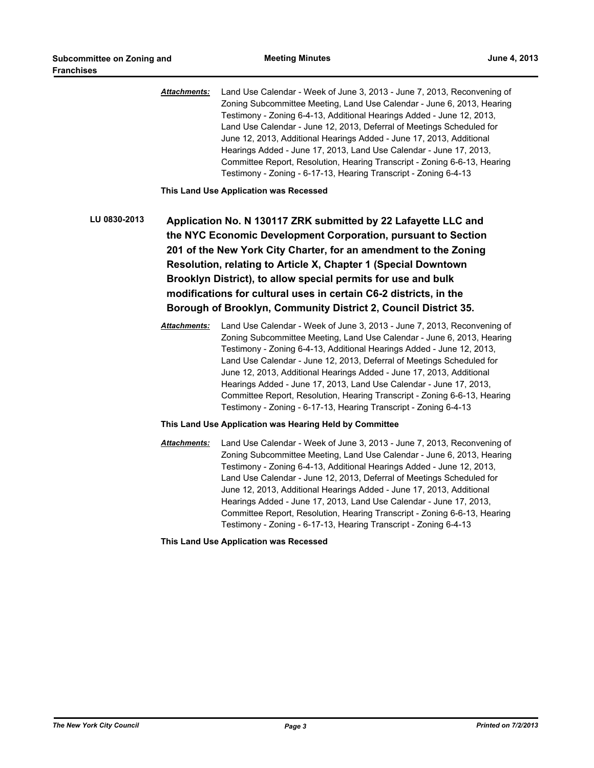***Attachments:*** Land Use Calendar - Week of June 3, 2013 - June 7, 2013, Reconvening of Zoning Subcommittee Meeting, Land Use Calendar - June 6, 2013, Hearing Testimony - Zoning 6-4-13, Additional Hearings Added - June 12, 2013, Land Use Calendar - June 12, 2013, Deferral of Meetings Scheduled for June 12, 2013, Additional Hearings Added - June 17, 2013, Additional Hearings Added - June 17, 2013, Land Use Calendar - June 17, 2013, Committee Report, Resolution, Hearing Transcript - Zoning 6-6-13, Hearing Testimony - Zoning - 6-17-13, Hearing Transcript - Zoning 6-4-13

**This Land Use Application was Recessed**

**LU 0830-2013** **Application No. N 130117 ZRK submitted by 22 Lafayette LLC and the NYC Economic Development Corporation, pursuant to Section 201 of the New York City Charter, for an amendment to the Zoning Resolution, relating to Article X, Chapter 1 (Special Downtown Brooklyn District), to allow special permits for use and bulk modifications for cultural uses in certain C6-2 districts, in the Borough of Brooklyn, Community District 2, Council District 35.**

***Attachments:*** Land Use Calendar - Week of June 3, 2013 - June 7, 2013, Reconvening of Zoning Subcommittee Meeting, Land Use Calendar - June 6, 2013, Hearing Testimony - Zoning 6-4-13, Additional Hearings Added - June 12, 2013, Land Use Calendar - June 12, 2013, Deferral of Meetings Scheduled for June 12, 2013, Additional Hearings Added - June 17, 2013, Additional Hearings Added - June 17, 2013, Land Use Calendar - June 17, 2013, Committee Report, Resolution, Hearing Transcript - Zoning 6-6-13, Hearing Testimony - Zoning - 6-17-13, Hearing Transcript - Zoning 6-4-13

**This Land Use Application was Hearing Held by Committee**

***Attachments:*** Land Use Calendar - Week of June 3, 2013 - June 7, 2013, Reconvening of Zoning Subcommittee Meeting, Land Use Calendar - June 6, 2013, Hearing Testimony - Zoning 6-4-13, Additional Hearings Added - June 12, 2013, Land Use Calendar - June 12, 2013, Deferral of Meetings Scheduled for June 12, 2013, Additional Hearings Added - June 17, 2013, Additional Hearings Added - June 17, 2013, Land Use Calendar - June 17, 2013, Committee Report, Resolution, Hearing Transcript - Zoning 6-6-13, Hearing Testimony - Zoning - 6-17-13, Hearing Transcript - Zoning 6-4-13

**This Land Use Application was Recessed**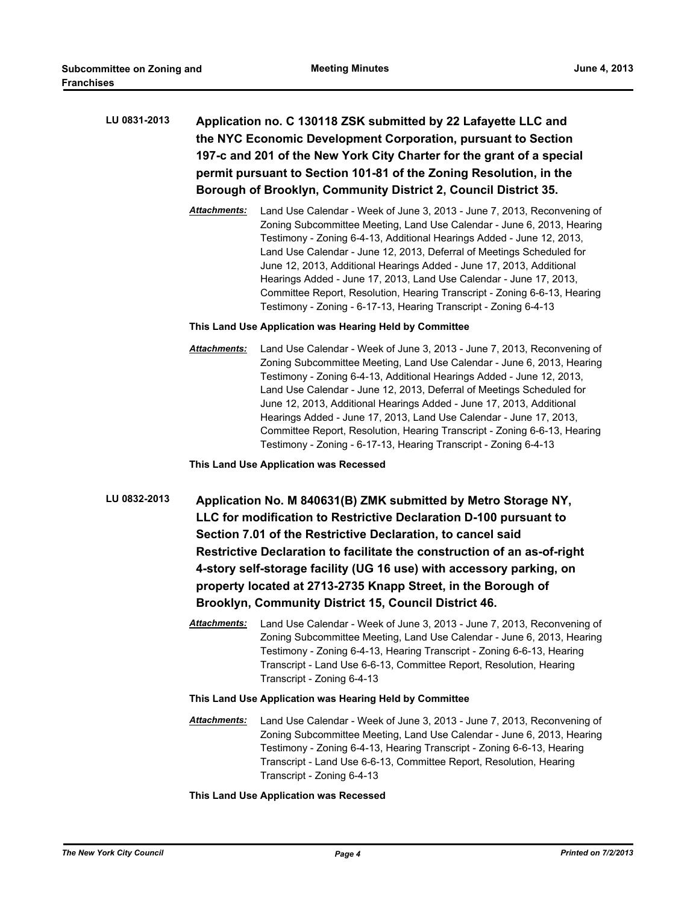**LU 0831-2013** **Application no. C 130118 ZSK submitted by 22 Lafayette LLC and the NYC Economic Development Corporation, pursuant to Section 197-c and 201 of the New York City Charter for the grant of a special permit pursuant to Section 101-81 of the Zoning Resolution, in the Borough of Brooklyn, Community District 2, Council District 35.**

***Attachments:*** Land Use Calendar - Week of June 3, 2013 - June 7, 2013, Reconvening of Zoning Subcommittee Meeting, Land Use Calendar - June 6, 2013, Hearing Testimony - Zoning 6-4-13, Additional Hearings Added - June 12, 2013, Land Use Calendar - June 12, 2013, Deferral of Meetings Scheduled for June 12, 2013, Additional Hearings Added - June 17, 2013, Additional Hearings Added - June 17, 2013, Land Use Calendar - June 17, 2013, Committee Report, Resolution, Hearing Transcript - Zoning 6-6-13, Hearing Testimony - Zoning - 6-17-13, Hearing Transcript - Zoning 6-4-13

**This Land Use Application was Hearing Held by Committee**

***Attachments:*** Land Use Calendar - Week of June 3, 2013 - June 7, 2013, Reconvening of Zoning Subcommittee Meeting, Land Use Calendar - June 6, 2013, Hearing Testimony - Zoning 6-4-13, Additional Hearings Added - June 12, 2013, Land Use Calendar - June 12, 2013, Deferral of Meetings Scheduled for June 12, 2013, Additional Hearings Added - June 17, 2013, Additional Hearings Added - June 17, 2013, Land Use Calendar - June 17, 2013, Committee Report, Resolution, Hearing Transcript - Zoning 6-6-13, Hearing Testimony - Zoning - 6-17-13, Hearing Transcript - Zoning 6-4-13

**This Land Use Application was Recessed**

**LU 0832-2013** **Application No. M 840631(B) ZMK submitted by Metro Storage NY, LLC for modification to Restrictive Declaration D-100 pursuant to Section 7.01 of the Restrictive Declaration, to cancel said Restrictive Declaration to facilitate the construction of an as-of-right 4-story self-storage facility (UG 16 use) with accessory parking, on property located at 2713-2735 Knapp Street, in the Borough of Brooklyn, Community District 15, Council District 46.**

***Attachments:*** Land Use Calendar - Week of June 3, 2013 - June 7, 2013, Reconvening of Zoning Subcommittee Meeting, Land Use Calendar - June 6, 2013, Hearing Testimony - Zoning 6-4-13, Hearing Transcript - Zoning 6-6-13, Hearing Transcript - Land Use 6-6-13, Committee Report, Resolution, Hearing Transcript - Zoning 6-4-13

**This Land Use Application was Hearing Held by Committee**

***Attachments:*** Land Use Calendar - Week of June 3, 2013 - June 7, 2013, Reconvening of Zoning Subcommittee Meeting, Land Use Calendar - June 6, 2013, Hearing Testimony - Zoning 6-4-13, Hearing Transcript - Zoning 6-6-13, Hearing Transcript - Land Use 6-6-13, Committee Report, Resolution, Hearing Transcript - Zoning 6-4-13

**This Land Use Application was Recessed**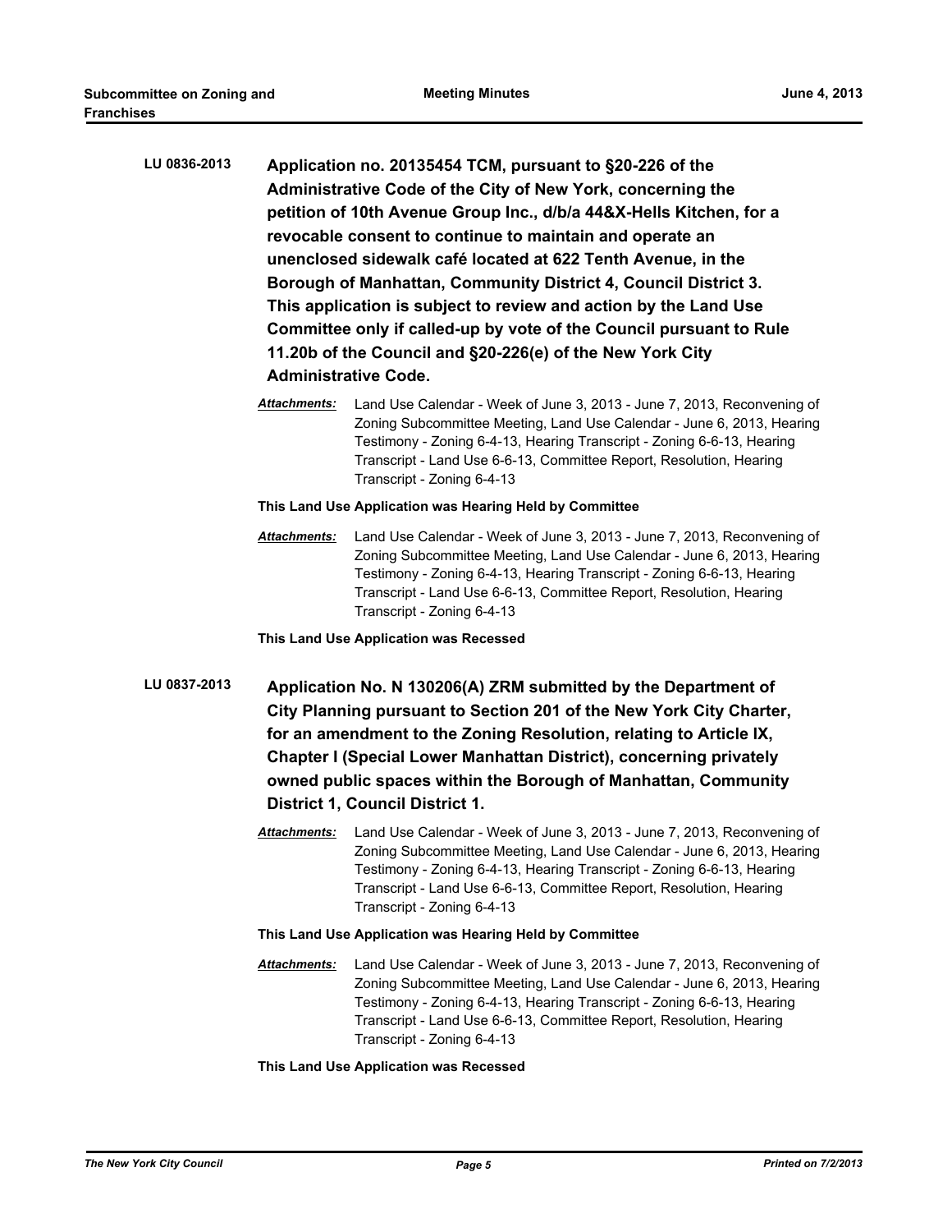**LU 0836-2013** **Application no. 20135454 TCM, pursuant to §20-226 of the Administrative Code of the City of New York, concerning the petition of 10th Avenue Group Inc., d/b/a 44&X-Hells Kitchen, for a revocable consent to continue to maintain and operate an unenclosed sidewalk café located at 622 Tenth Avenue, in the Borough of Manhattan, Community District 4, Council District 3. This application is subject to review and action by the Land Use Committee only if called-up by vote of the Council pursuant to Rule 11.20b of the Council and §20-226(e) of the New York City Administrative Code.**

***Attachments:*** Land Use Calendar - Week of June 3, 2013 - June 7, 2013, Reconvening of Zoning Subcommittee Meeting, Land Use Calendar - June 6, 2013, Hearing Testimony - Zoning 6-4-13, Hearing Transcript - Zoning 6-6-13, Hearing Transcript - Land Use 6-6-13, Committee Report, Resolution, Hearing Transcript - Zoning 6-4-13

**This Land Use Application was Hearing Held by Committee**

***Attachments:*** Land Use Calendar - Week of June 3, 2013 - June 7, 2013, Reconvening of Zoning Subcommittee Meeting, Land Use Calendar - June 6, 2013, Hearing Testimony - Zoning 6-4-13, Hearing Transcript - Zoning 6-6-13, Hearing Transcript - Land Use 6-6-13, Committee Report, Resolution, Hearing Transcript - Zoning 6-4-13

**This Land Use Application was Recessed**

**LU 0837-2013** **Application No. N 130206(A) ZRM submitted by the Department of City Planning pursuant to Section 201 of the New York City Charter, for an amendment to the Zoning Resolution, relating to Article IX, Chapter I (Special Lower Manhattan District), concerning privately owned public spaces within the Borough of Manhattan, Community District 1, Council District 1.**

***Attachments:*** Land Use Calendar - Week of June 3, 2013 - June 7, 2013, Reconvening of Zoning Subcommittee Meeting, Land Use Calendar - June 6, 2013, Hearing Testimony - Zoning 6-4-13, Hearing Transcript - Zoning 6-6-13, Hearing Transcript - Land Use 6-6-13, Committee Report, Resolution, Hearing Transcript - Zoning 6-4-13

**This Land Use Application was Hearing Held by Committee**

***Attachments:*** Land Use Calendar - Week of June 3, 2013 - June 7, 2013, Reconvening of Zoning Subcommittee Meeting, Land Use Calendar - June 6, 2013, Hearing Testimony - Zoning 6-4-13, Hearing Transcript - Zoning 6-6-13, Hearing Transcript - Land Use 6-6-13, Committee Report, Resolution, Hearing Transcript - Zoning 6-4-13

**This Land Use Application was Recessed**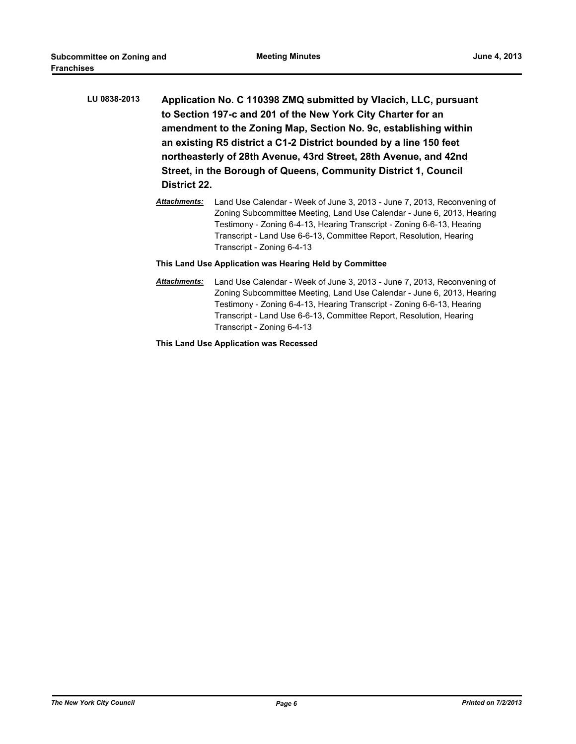**LU 0838-2013** **Application No. C 110398 ZMQ submitted by Vlacich, LLC, pursuant to Section 197-c and 201 of the New York City Charter for an amendment to the Zoning Map, Section No. 9c, establishing within an existing R5 district a C1-2 District bounded by a line 150 feet northeasterly of 28th Avenue, 43rd Street, 28th Avenue, and 42nd Street, in the Borough of Queens, Community District 1, Council District 22.**

***Attachments:*** Land Use Calendar - Week of June 3, 2013 - June 7, 2013, Reconvening of Zoning Subcommittee Meeting, Land Use Calendar - June 6, 2013, Hearing Testimony - Zoning 6-4-13, Hearing Transcript - Zoning 6-6-13, Hearing Transcript - Land Use 6-6-13, Committee Report, Resolution, Hearing Transcript - Zoning 6-4-13

**This Land Use Application was Hearing Held by Committee**

***Attachments:*** Land Use Calendar - Week of June 3, 2013 - June 7, 2013, Reconvening of Zoning Subcommittee Meeting, Land Use Calendar - June 6, 2013, Hearing Testimony - Zoning 6-4-13, Hearing Transcript - Zoning 6-6-13, Hearing Transcript - Land Use 6-6-13, Committee Report, Resolution, Hearing Transcript - Zoning 6-4-13

**This Land Use Application was Recessed**